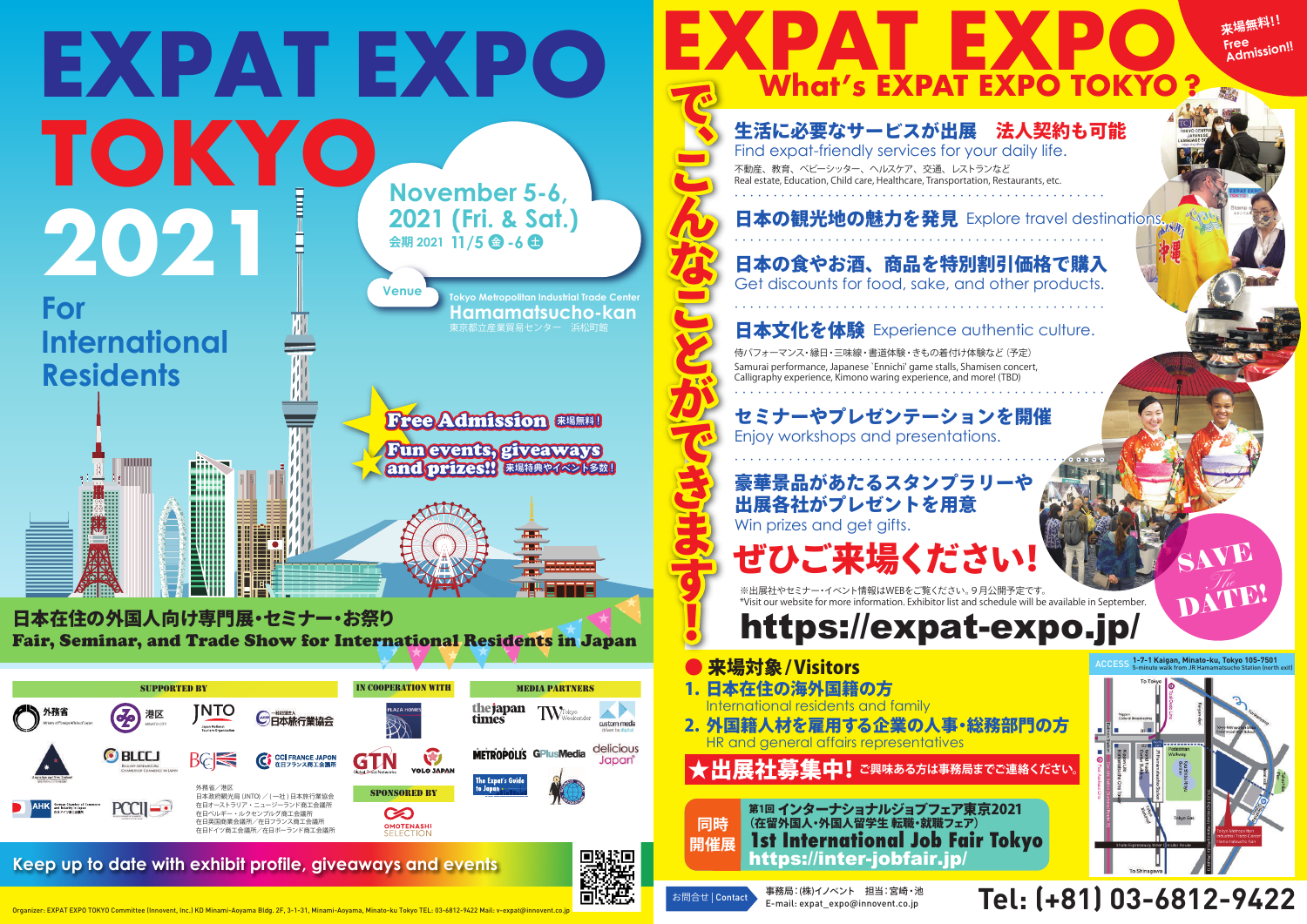# EXPAT EXPO TOKYO 2021

## For International Residents

November 5-6, 2021 (Fri. & Sat.)
会期 2021 11/5 金 -6 土

Venue
Tokyo Metropolitan Industrial Trade Center
**Hamamatsucho-kan**
東京都立産業貿易センター 浜松町館

**Free Admission** 来場無料！
**Fun events, giveaways and prizes!!** 来場特典やイベント多数！

### 日本在住の外国人向け専門展・セミナー・お祭り
### Fair, Seminar, and Trade Show for International Residents in Japan

**SUPPORTED BY**

外務省 Ministry of Foreign Affairs of Japan / 港区 MINATO CITY / JNTO Japan National Tourism Organization / 一般社団法人 日本旅行業協会 / BLCCJ Belgian-Luxembourg Chamber of Commerce in Japan / BCCJ / CCI FRANCE JAPON 在日フランス商工会議所 / AHK German Chamber of Commerce and Industry in Japan 在日ドイツ商工会議所 / PCCIJ

外務省／港区
日本政府観光局 (JNTO)／(一社) 日本旅行業協会
在日オーストラリア・ニュージーランド商工会議所
在日ベルギー・ルクセンブルグ商工会議所
在日英国商業会議所／在日フランス商工会議所
在日ドイツ商工会議所／在日ポーランド商工会議所

**IN COOPERATION WITH**

PLAZA HOMES / GTN / YOLO JAPAN

**SPONSORED BY**

OMOTENASHI SELECTION

**MEDIA PARTNERS**

the japan times / TW Tokyo Weekender / custom media / METROPOLIS / GPlusMedia / delicious Japan / The Expat's Guide to Japan

**Keep up to date with exhibit profile, giveaways and events**

Organizer: EXPAT EXPO TOKYO Committee (Innovent, Inc.) KD Minami-Aoyama Bldg. 2F, 3-1-31, Minami-Aoyama, Minato-ku Tokyo TEL: 03-6812-9422 Mail: v-expat@innovent.co.jp

---

# EXPAT EXPO

## What's EXPAT EXPO TOKYO ?

来場無料!! Free Admission!!

**で、こんなことができます！**

### 生活に必要なサービスが出展　法人契約も可能
Find expat-friendly services for your daily life.
不動産、教育、ベビーシッター、ヘルスケア、交通、レストランなど
Real estate, Education, Child care, Healthcare, Transportation, Restaurants, etc.

### 日本の観光地の魅力を発見
Explore travel destinations.

### 日本の食やお酒、商品を特別割引価格で購入
Get discounts for food, sake, and other products.

### 日本文化を体験
Experience authentic culture.
侍パフォーマンス・縁日・三味線・書道体験・きもの着付け体験など（予定）
Samurai performance, Japanese `Ennichi' game stalls, Shamisen concert, Calligraphy experience, Kimono waring experience, and more! (TBD)

### セミナーやプレゼンテーションを開催
Enjoy workshops and presentations.

### 豪華景品があたるスタンプラリーや出展各社がプレゼントを用意
Win prizes and get gifts.

## ぜひご来場ください！

SAVE The DATE!

※出展社やセミナー・イベント情報はWEBをご覧ください。9月公開予定です。
*Visit our website for more information. Exhibitor list and schedule will be available in September.

## https://expat-expo.jp/

### ● 来場対象 / Visitors
1. **日本在住の海外国籍の方**
   International residents and family
2. **外国人材を雇用する企業の人事・総務部門の方**
   HR and general affairs representatives

**★出展社募集中！** ご興味ある方は事務局までご連絡ください。

**同時開催展**
第1回 インターナショナルジョブフェア東京2021
（在留外国人・外国人留学生 転職・就職フェア）
**1st International Job Fair Tokyo**
**https://inter-jobfair.jp/**

ACCESS 1-7-1 Kaigan, Minato-ku, Tokyo 105-7501
5-minute walk from JR Hamamatsucho Station (north exit)

お問合せ | Contact
事務局：(株)イノベント　担当：宮崎・池
E-mail: expat_expo@innovent.co.jp

**Tel: (+81) 03-6812-9422**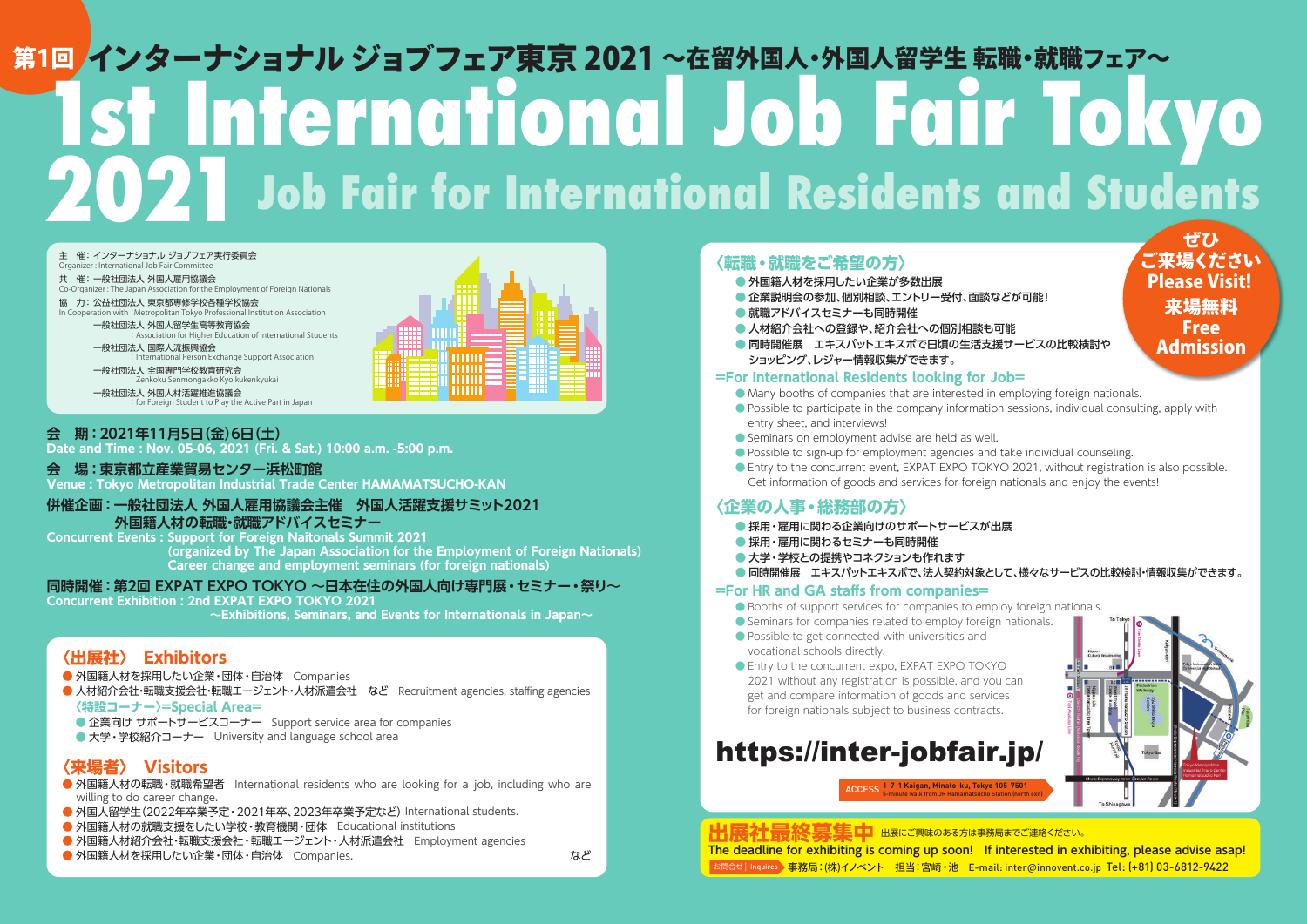# 第1回 インターナショナル ジョブフェア東京 2021 ～在留外国人・外国人留学生 転職・就職フェア～

# 1st International Job Fair Tokyo 2021

## Job Fair for International Residents and Students

主　催：インターナショナル ジョブフェア実行委員会
Organizer : International Job Fair Committee

共　催：一般社団法人 外国人雇用協議会
Co-Organizer : The Japan Association for the Employment of Foreign Nationals

協　力：公益社団法人 東京都専修学校各種学校協会
In Cooperation with : Metropolitan Tokyo Professional Institution Association

一般社団法人 外国人留学生高等教育協会
: Association for Higher Education of International Students

一般社団法人 国際人流振興協会
: International Person Exchange Support Association

一般社団法人 全国専門学校教育研究会
: Zenkoku Senmongakko Kyoikukenkyukai

一般社団法人 外国人材活躍推進協議会
: for Foreign Student to Play the Active Part in Japan

**会　期：2021年11月5日(金)6日(土)**
**Date and Time : Nov. 05-06, 2021 (Fri. & Sat.) 10:00 a.m. -5:00 p.m.**

**会　場：東京都立産業貿易センター浜松町館**
**Venue : Tokyo Metropolitan Industrial Trade Center HAMAMATSUCHO-KAN**

**併催企画：一般社団法人 外国人雇用協議会主催　外国人活躍支援サミット2021**
**外国籍人材の転職・就職アドバイスセミナー**
**Concurrent Events : Support for Foreign Naitonals Summit 2021**
**(organized by The Japan Association for the Employment of Foreign Nationals)**
**Career change and employment seminars (for foreign nationals)**

**同時開催：第2回 EXPAT EXPO TOKYO ～日本在住の外国人向け専門展・セミナー・祭り～**
**Concurrent Exhibition : 2nd EXPAT EXPO TOKYO 2021**
**～Exhibitions, Seminars, and Events for Internationals in Japan～**

### 〈出展社〉 Exhibitors

- 外国籍人材を採用したい企業・団体・自治体　Companies
- 人材紹介会社・転職支援会社・転職エージェント・人材派遣会社　など　Recruitment agencies, staffing agencies

〈特設コーナー〉=Special Area=

- 企業向け サポートサービスコーナー　Support service area for companies
- 大学・学校紹介コーナー　University and language school area

### 〈来場者〉 Visitors

- 外国籍人材の転職・就職希望者　International residents who are looking for a job, including who are willing to do career change.
- 外国人留学生(2022年卒業予定・2021年卒、2023年卒業予定など) International students.
- 外国籍人材の就職支援をしたい学校・教育機関・団体　Educational institutions
- 外国籍人材紹介会社・転職支援会社・転職エージェント・人材派遣会社　Employment agencies
- 外国籍人材を採用したい企業・団体・自治体　Companies.　など

ぜひご来場ください Please Visit!
来場無料 Free Admission

### 〈転職・就職をご希望の方〉

- 外国籍人材を採用したい企業が多数出展
- 企業説明会の参加、個別相談、エントリー受付、面談などが可能！
- 就職アドバイスセミナーも同時開催
- 人材紹介会社への登録や、紹介会社への個別相談も可能
- 同時開催展　エキスパットエキスポで日頃の生活支援サービスの比較検討やショッピング、レジャー情報収集ができます。

### =For International Residents looking for Job=

- Many booths of companies that are interested in employing foreign nationals.
- Possible to participate in the company information sessions, individual consulting, apply with entry sheet, and interviews!
- Seminars on employment advise are held as well.
- Possible to sign-up for employment agencies and take individual counseling.
- Entry to the concurrent event, EXPAT EXPO TOKYO 2021, without registration is also possible. Get information of goods and services for foreign nationals and enjoy the events!

### 〈企業の人事・総務部の方〉

- 採用・雇用に関わる企業向けのサポートサービスが出展
- 採用・雇用に関わるセミナーも同時開催
- 大学・学校との提携やコネクションも作れます
- 同時開催展　エキスパットエキスポで、法人契約対象として、様々なサービスの比較検討・情報収集ができます。

### =For HR and GA staffs from companies=

- Booths of support services for companies to employ foreign nationals.
- Seminars for companies related to employ foreign nationals.
- Possible to get connected with universities and vocational schools directly.
- Entry to the concurrent expo, EXPAT EXPO TOKYO 2021 without any registration is possible, and you can get and compare information of goods and services for foreign nationals subject to business contracts.

**https://inter-jobfair.jp/**

ACCESS 1-7-1 Kaigan, Minato-ku, Tokyo 105-7501
5-minute walk from JR Hamamatsucho Station (north exit)

**出展社最終募集中** 出展にご興味のある方は事務局までご連絡ください。
**The deadline for exhibiting is coming up soon!　If interested in exhibiting, please advise asap!**
お問合せ | Inquires　事務局：(株)イノベント　担当：宮崎・池　E-mail: inter@innovent.co.jp　Tel: (+81) 03-6812-9422